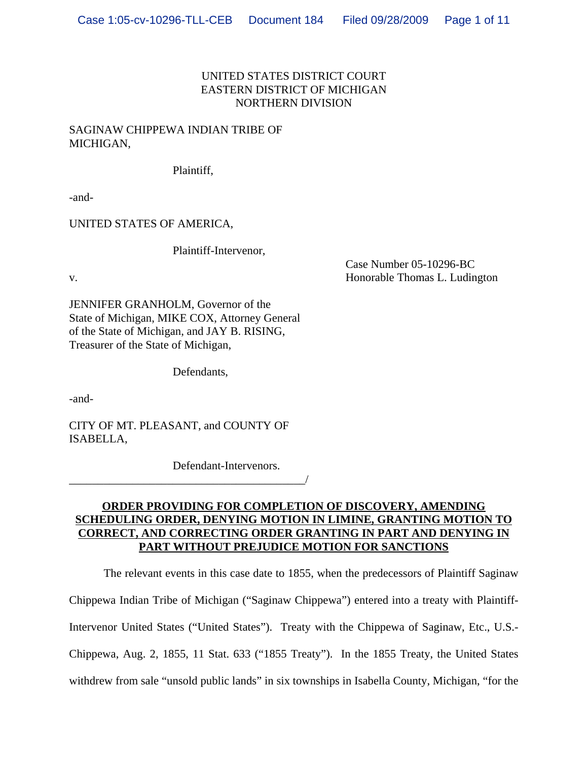UNITED STATES DISTRICT COURT
EASTERN DISTRICT OF MICHIGAN
NORTHERN DIVISION

SAGINAW CHIPPEWA INDIAN TRIBE OF MICHIGAN,

Plaintiff,

-and-

UNITED STATES OF AMERICA,

Plaintiff-Intervenor,

v.

Case Number 05-10296-BC
Honorable Thomas L. Ludington

JENNIFER GRANHOLM, Governor of the State of Michigan, MIKE COX, Attorney General of the State of Michigan, and JAY B. RISING, Treasurer of the State of Michigan,

Defendants,

-and-

CITY OF MT. PLEASANT, and COUNTY OF ISABELLA,

Defendant-Intervenors.
______________________________________/

**ORDER PROVIDING FOR COMPLETION OF DISCOVERY, AMENDING SCHEDULING ORDER, DENYING MOTION IN LIMINE, GRANTING MOTION TO CORRECT, AND CORRECTING ORDER GRANTING IN PART AND DENYING IN PART WITHOUT PREJUDICE MOTION FOR SANCTIONS**

The relevant events in this case date to 1855, when the predecessors of Plaintiff Saginaw Chippewa Indian Tribe of Michigan ("Saginaw Chippewa") entered into a treaty with Plaintiff-Intervenor United States ("United States"). Treaty with the Chippewa of Saginaw, Etc., U.S.-Chippewa, Aug. 2, 1855, 11 Stat. 633 ("1855 Treaty"). In the 1855 Treaty, the United States withdrew from sale "unsold public lands" in six townships in Isabella County, Michigan, "for the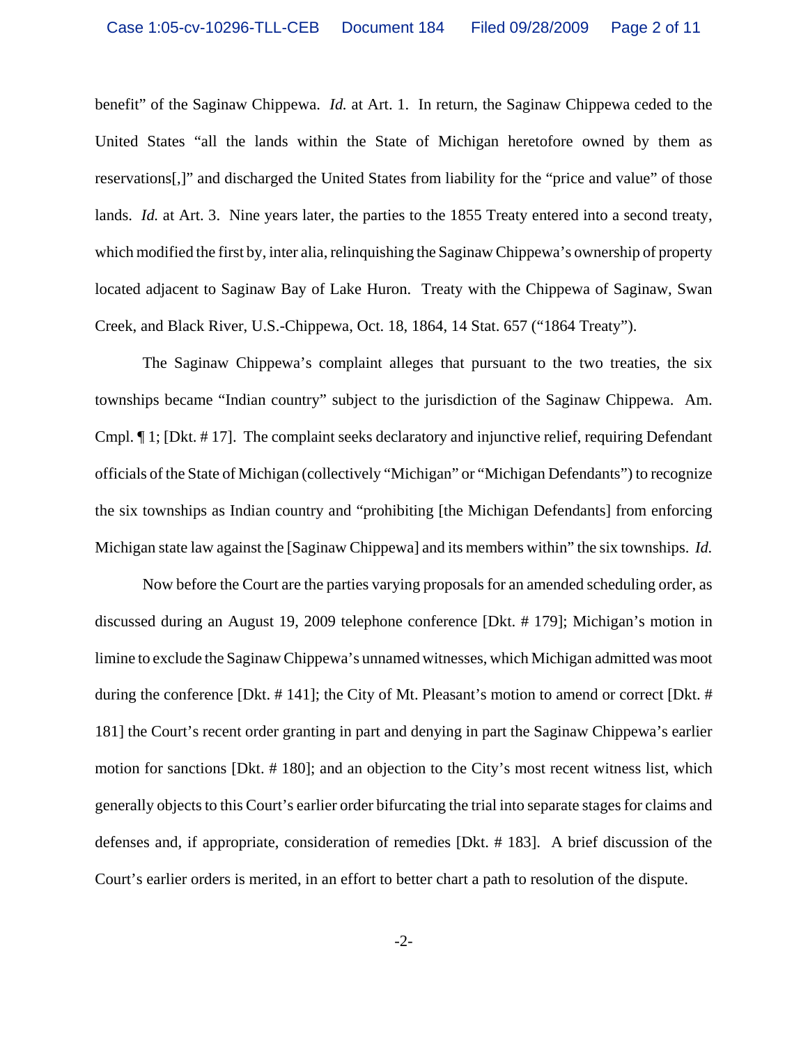benefit" of the Saginaw Chippewa. *Id.* at Art. 1. In return, the Saginaw Chippewa ceded to the United States "all the lands within the State of Michigan heretofore owned by them as reservations[,]" and discharged the United States from liability for the "price and value" of those lands. *Id.* at Art. 3. Nine years later, the parties to the 1855 Treaty entered into a second treaty, which modified the first by, inter alia, relinquishing the Saginaw Chippewa's ownership of property located adjacent to Saginaw Bay of Lake Huron. Treaty with the Chippewa of Saginaw, Swan Creek, and Black River, U.S.-Chippewa, Oct. 18, 1864, 14 Stat. 657 ("1864 Treaty").

The Saginaw Chippewa's complaint alleges that pursuant to the two treaties, the six townships became "Indian country" subject to the jurisdiction of the Saginaw Chippewa. Am. Cmpl. ¶ 1; [Dkt. # 17]. The complaint seeks declaratory and injunctive relief, requiring Defendant officials of the State of Michigan (collectively "Michigan" or "Michigan Defendants") to recognize the six townships as Indian country and "prohibiting [the Michigan Defendants] from enforcing Michigan state law against the [Saginaw Chippewa] and its members within" the six townships. *Id.*

Now before the Court are the parties varying proposals for an amended scheduling order, as discussed during an August 19, 2009 telephone conference [Dkt. # 179]; Michigan's motion in limine to exclude the Saginaw Chippewa's unnamed witnesses, which Michigan admitted was moot during the conference [Dkt. # 141]; the City of Mt. Pleasant's motion to amend or correct [Dkt. # 181] the Court's recent order granting in part and denying in part the Saginaw Chippewa's earlier motion for sanctions [Dkt. # 180]; and an objection to the City's most recent witness list, which generally objects to this Court's earlier order bifurcating the trial into separate stages for claims and defenses and, if appropriate, consideration of remedies [Dkt. # 183]. A brief discussion of the Court's earlier orders is merited, in an effort to better chart a path to resolution of the dispute.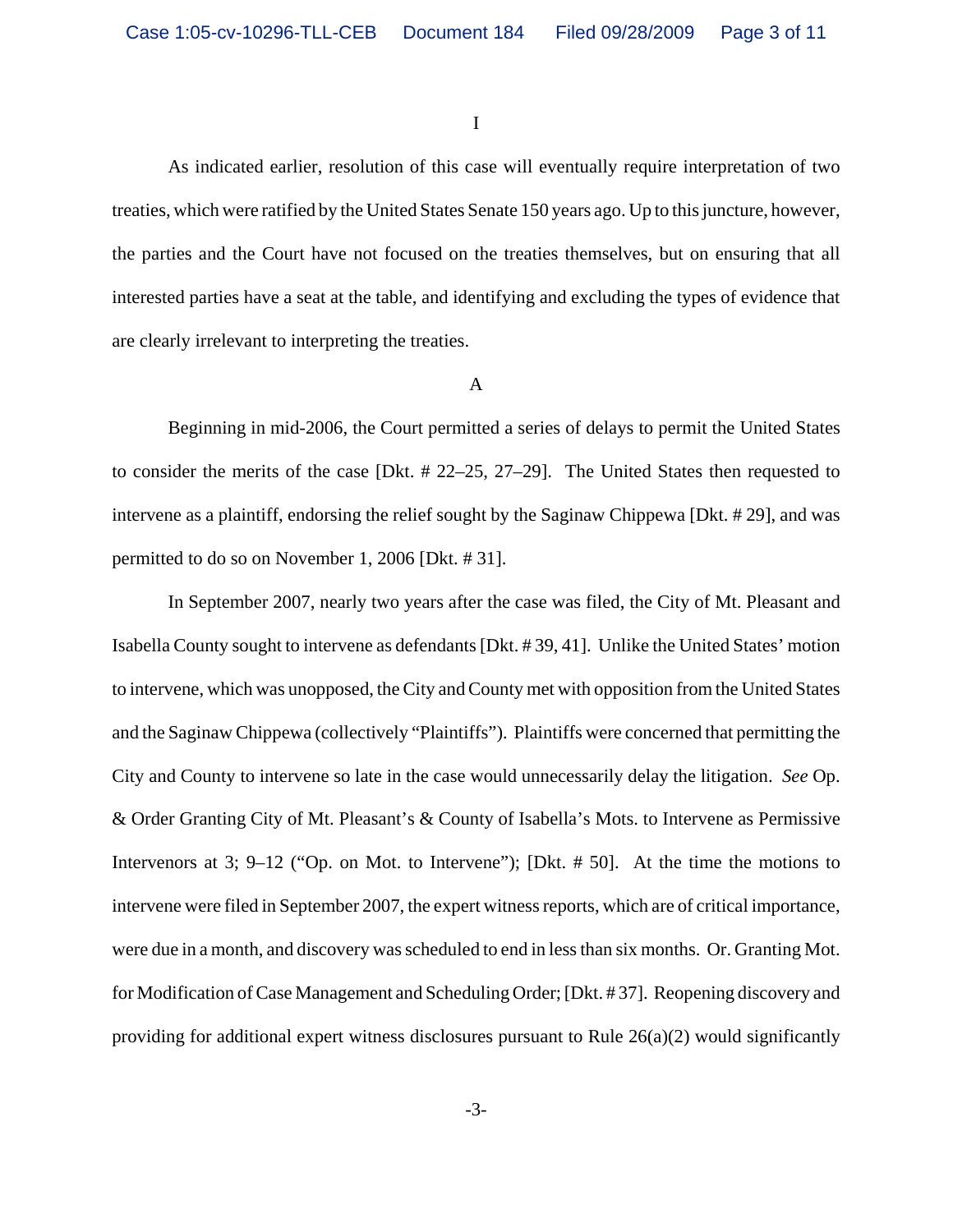I

As indicated earlier, resolution of this case will eventually require interpretation of two treaties, which were ratified by the United States Senate 150 years ago. Up to this juncture, however, the parties and the Court have not focused on the treaties themselves, but on ensuring that all interested parties have a seat at the table, and identifying and excluding the types of evidence that are clearly irrelevant to interpreting the treaties.

A

Beginning in mid-2006, the Court permitted a series of delays to permit the United States to consider the merits of the case [Dkt. # 22–25, 27–29]. The United States then requested to intervene as a plaintiff, endorsing the relief sought by the Saginaw Chippewa [Dkt. # 29], and was permitted to do so on November 1, 2006 [Dkt. # 31].

In September 2007, nearly two years after the case was filed, the City of Mt. Pleasant and Isabella County sought to intervene as defendants [Dkt. # 39, 41]. Unlike the United States' motion to intervene, which was unopposed, the City and County met with opposition from the United States and the Saginaw Chippewa (collectively "Plaintiffs"). Plaintiffs were concerned that permitting the City and County to intervene so late in the case would unnecessarily delay the litigation. *See* Op. & Order Granting City of Mt. Pleasant's & County of Isabella's Mots. to Intervene as Permissive Intervenors at 3; 9–12 ("Op. on Mot. to Intervene"); [Dkt. # 50]. At the time the motions to intervene were filed in September 2007, the expert witness reports, which are of critical importance, were due in a month, and discovery was scheduled to end in less than six months. Or. Granting Mot. for Modification of Case Management and Scheduling Order; [Dkt. # 37]. Reopening discovery and providing for additional expert witness disclosures pursuant to Rule 26(a)(2) would significantly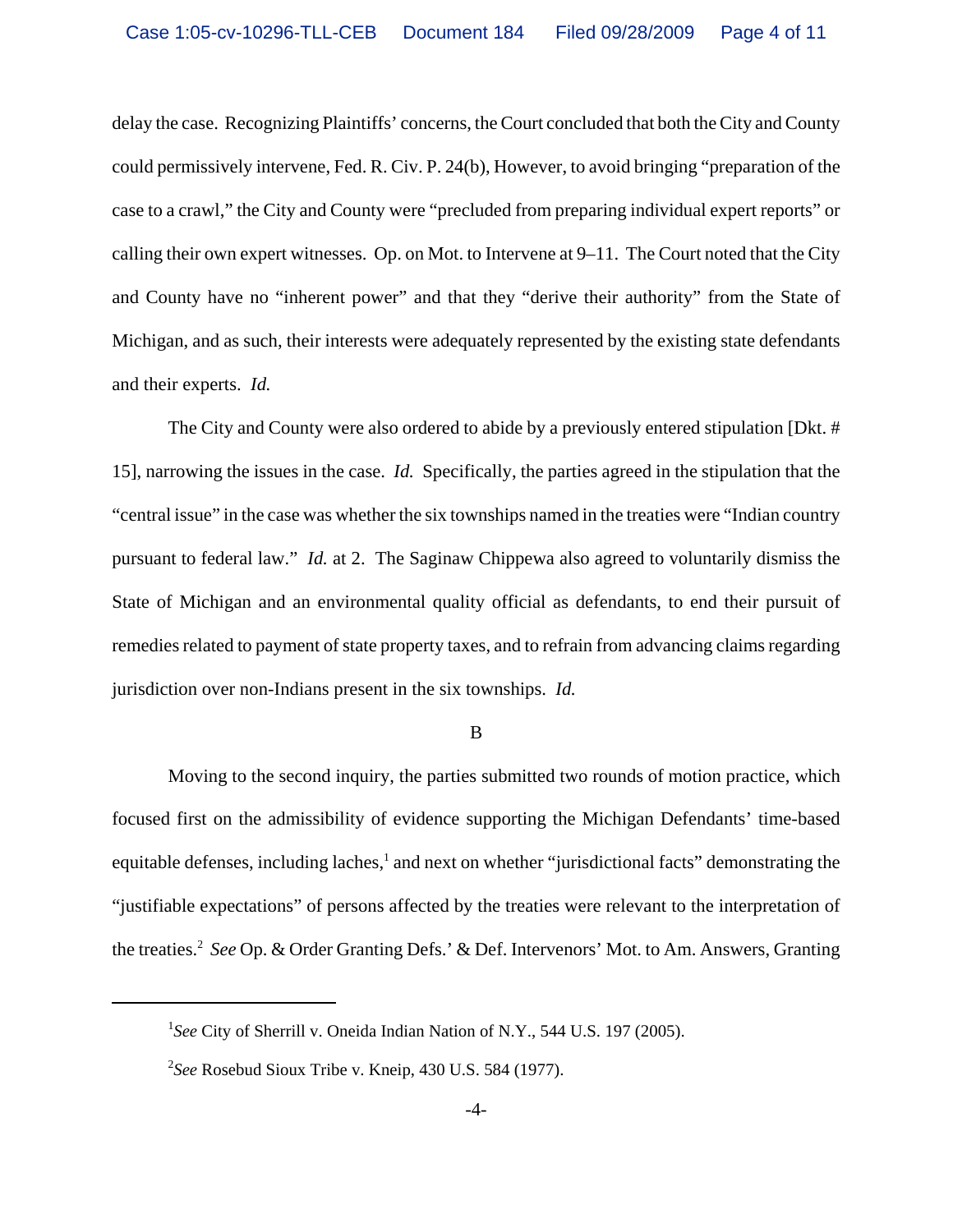delay the case. Recognizing Plaintiffs' concerns, the Court concluded that both the City and County could permissively intervene, Fed. R. Civ. P. 24(b), However, to avoid bringing "preparation of the case to a crawl," the City and County were "precluded from preparing individual expert reports" or calling their own expert witnesses. Op. on Mot. to Intervene at 9–11. The Court noted that the City and County have no "inherent power" and that they "derive their authority" from the State of Michigan, and as such, their interests were adequately represented by the existing state defendants and their experts. *Id.*

The City and County were also ordered to abide by a previously entered stipulation [Dkt. # 15], narrowing the issues in the case. *Id.* Specifically, the parties agreed in the stipulation that the "central issue" in the case was whether the six townships named in the treaties were "Indian country pursuant to federal law." *Id.* at 2. The Saginaw Chippewa also agreed to voluntarily dismiss the State of Michigan and an environmental quality official as defendants, to end their pursuit of remedies related to payment of state property taxes, and to refrain from advancing claims regarding jurisdiction over non-Indians present in the six townships. *Id.*

B

Moving to the second inquiry, the parties submitted two rounds of motion practice, which focused first on the admissibility of evidence supporting the Michigan Defendants' time-based equitable defenses, including laches,[1] and next on whether "jurisdictional facts" demonstrating the "justifiable expectations" of persons affected by the treaties were relevant to the interpretation of the treaties.[2] *See* Op. & Order Granting Defs.' & Def. Intervenors' Mot. to Am. Answers, Granting

---

[1] *See* City of Sherrill v. Oneida Indian Nation of N.Y., 544 U.S. 197 (2005).

[2] *See* Rosebud Sioux Tribe v. Kneip, 430 U.S. 584 (1977).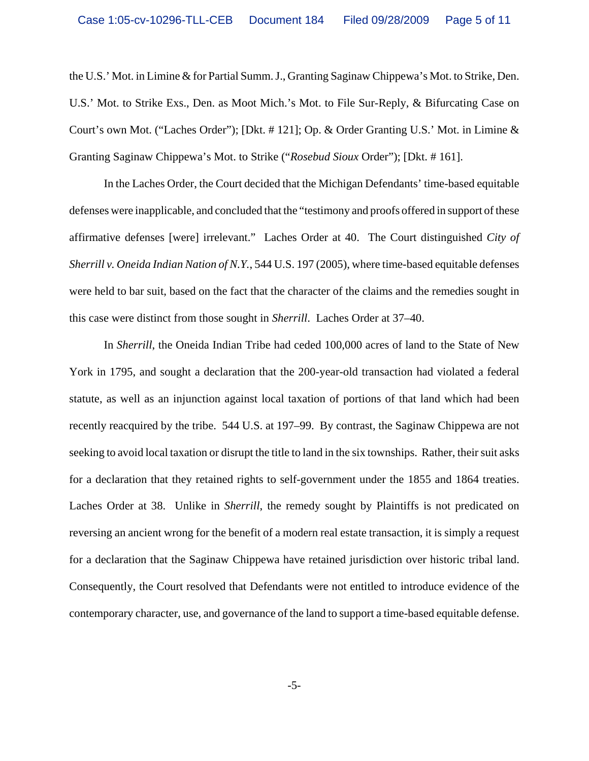the U.S.' Mot. in Limine & for Partial Summ. J., Granting Saginaw Chippewa's Mot. to Strike, Den. U.S.' Mot. to Strike Exs., Den. as Moot Mich.'s Mot. to File Sur-Reply, & Bifurcating Case on Court's own Mot. ("Laches Order"); [Dkt. # 121]; Op. & Order Granting U.S.' Mot. in Limine & Granting Saginaw Chippewa's Mot. to Strike ("*Rosebud Sioux* Order"); [Dkt. # 161].

In the Laches Order, the Court decided that the Michigan Defendants' time-based equitable defenses were inapplicable, and concluded that the "testimony and proofs offered in support of these affirmative defenses [were] irrelevant." Laches Order at 40. The Court distinguished *City of Sherrill v. Oneida Indian Nation of N.Y.*, 544 U.S. 197 (2005), where time-based equitable defenses were held to bar suit, based on the fact that the character of the claims and the remedies sought in this case were distinct from those sought in *Sherrill*. Laches Order at 37–40.

In *Sherrill*, the Oneida Indian Tribe had ceded 100,000 acres of land to the State of New York in 1795, and sought a declaration that the 200-year-old transaction had violated a federal statute, as well as an injunction against local taxation of portions of that land which had been recently reacquired by the tribe. 544 U.S. at 197–99. By contrast, the Saginaw Chippewa are not seeking to avoid local taxation or disrupt the title to land in the six townships. Rather, their suit asks for a declaration that they retained rights to self-government under the 1855 and 1864 treaties. Laches Order at 38. Unlike in *Sherrill*, the remedy sought by Plaintiffs is not predicated on reversing an ancient wrong for the benefit of a modern real estate transaction, it is simply a request for a declaration that the Saginaw Chippewa have retained jurisdiction over historic tribal land. Consequently, the Court resolved that Defendants were not entitled to introduce evidence of the contemporary character, use, and governance of the land to support a time-based equitable defense.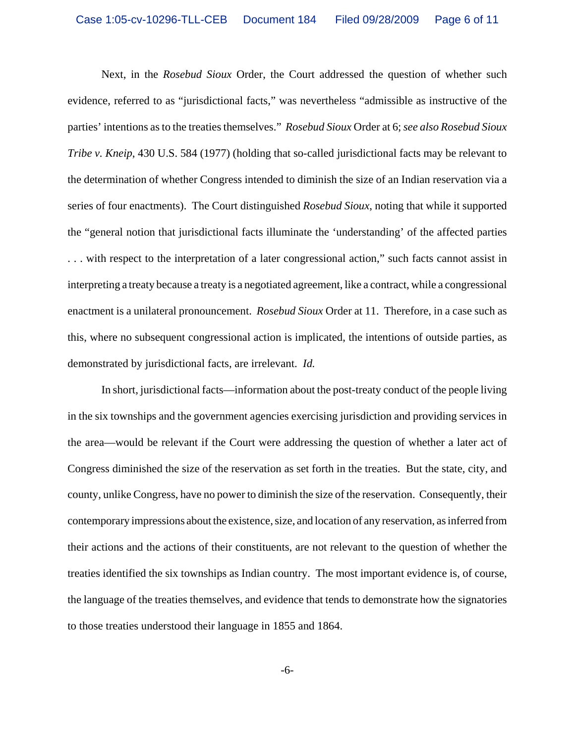Next, in the *Rosebud Sioux* Order, the Court addressed the question of whether such evidence, referred to as "jurisdictional facts," was nevertheless "admissible as instructive of the parties' intentions as to the treaties themselves." *Rosebud Sioux* Order at 6; *see also Rosebud Sioux Tribe v. Kneip*, 430 U.S. 584 (1977) (holding that so-called jurisdictional facts may be relevant to the determination of whether Congress intended to diminish the size of an Indian reservation via a series of four enactments). The Court distinguished *Rosebud Sioux*, noting that while it supported the "general notion that jurisdictional facts illuminate the 'understanding' of the affected parties . . . with respect to the interpretation of a later congressional action," such facts cannot assist in interpreting a treaty because a treaty is a negotiated agreement, like a contract, while a congressional enactment is a unilateral pronouncement. *Rosebud Sioux* Order at 11. Therefore, in a case such as this, where no subsequent congressional action is implicated, the intentions of outside parties, as demonstrated by jurisdictional facts, are irrelevant. *Id.*

In short, jurisdictional facts—information about the post-treaty conduct of the people living in the six townships and the government agencies exercising jurisdiction and providing services in the area—would be relevant if the Court were addressing the question of whether a later act of Congress diminished the size of the reservation as set forth in the treaties. But the state, city, and county, unlike Congress, have no power to diminish the size of the reservation. Consequently, their contemporary impressions about the existence, size, and location of any reservation, as inferred from their actions and the actions of their constituents, are not relevant to the question of whether the treaties identified the six townships as Indian country. The most important evidence is, of course, the language of the treaties themselves, and evidence that tends to demonstrate how the signatories to those treaties understood their language in 1855 and 1864.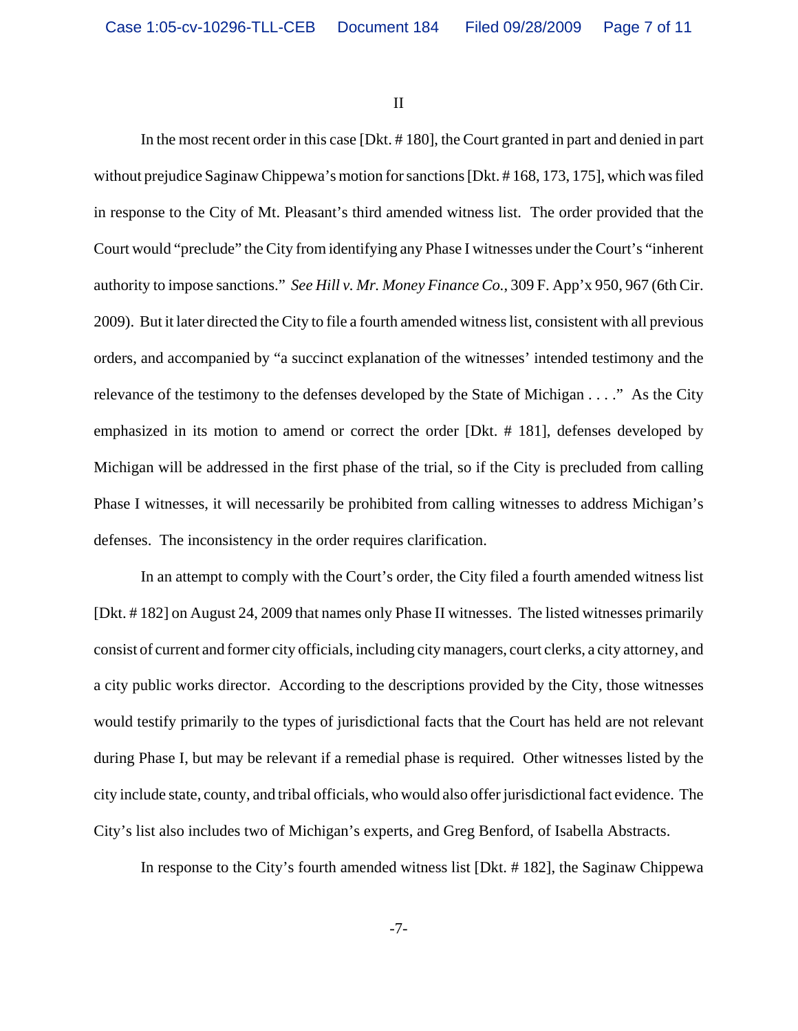II

In the most recent order in this case [Dkt. # 180], the Court granted in part and denied in part without prejudice Saginaw Chippewa's motion for sanctions [Dkt. # 168, 173, 175], which was filed in response to the City of Mt. Pleasant's third amended witness list. The order provided that the Court would "preclude" the City from identifying any Phase I witnesses under the Court's "inherent authority to impose sanctions." *See Hill v. Mr. Money Finance Co.*, 309 F. App'x 950, 967 (6th Cir. 2009). But it later directed the City to file a fourth amended witness list, consistent with all previous orders, and accompanied by "a succinct explanation of the witnesses' intended testimony and the relevance of the testimony to the defenses developed by the State of Michigan . . . ." As the City emphasized in its motion to amend or correct the order [Dkt. # 181], defenses developed by Michigan will be addressed in the first phase of the trial, so if the City is precluded from calling Phase I witnesses, it will necessarily be prohibited from calling witnesses to address Michigan's defenses. The inconsistency in the order requires clarification.

In an attempt to comply with the Court's order, the City filed a fourth amended witness list [Dkt. # 182] on August 24, 2009 that names only Phase II witnesses. The listed witnesses primarily consist of current and former city officials, including city managers, court clerks, a city attorney, and a city public works director. According to the descriptions provided by the City, those witnesses would testify primarily to the types of jurisdictional facts that the Court has held are not relevant during Phase I, but may be relevant if a remedial phase is required. Other witnesses listed by the city include state, county, and tribal officials, who would also offer jurisdictional fact evidence. The City's list also includes two of Michigan's experts, and Greg Benford, of Isabella Abstracts.

In response to the City's fourth amended witness list [Dkt. # 182], the Saginaw Chippewa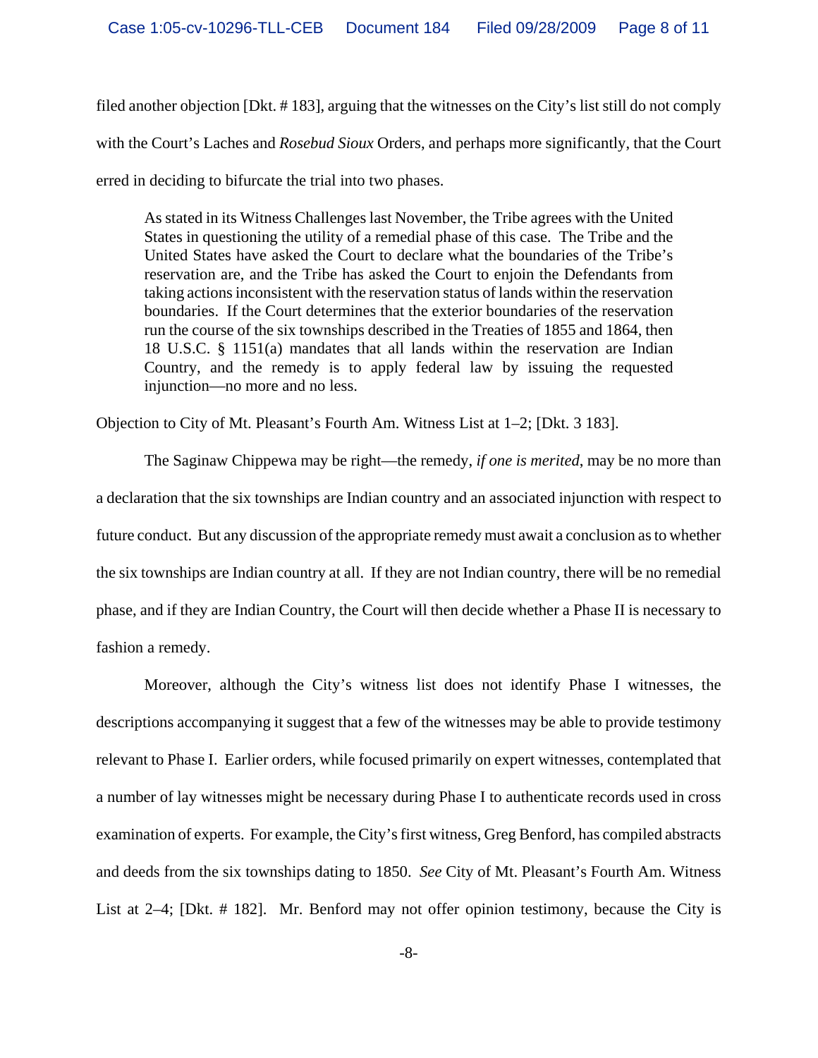filed another objection [Dkt. # 183], arguing that the witnesses on the City's list still do not comply with the Court's Laches and *Rosebud Sioux* Orders, and perhaps more significantly, that the Court erred in deciding to bifurcate the trial into two phases.

> As stated in its Witness Challenges last November, the Tribe agrees with the United States in questioning the utility of a remedial phase of this case. The Tribe and the United States have asked the Court to declare what the boundaries of the Tribe's reservation are, and the Tribe has asked the Court to enjoin the Defendants from taking actions inconsistent with the reservation status of lands within the reservation boundaries. If the Court determines that the exterior boundaries of the reservation run the course of the six townships described in the Treaties of 1855 and 1864, then 18 U.S.C. § 1151(a) mandates that all lands within the reservation are Indian Country, and the remedy is to apply federal law by issuing the requested injunction—no more and no less.

Objection to City of Mt. Pleasant's Fourth Am. Witness List at 1–2; [Dkt. 3 183].

The Saginaw Chippewa may be right—the remedy, *if one is merited*, may be no more than a declaration that the six townships are Indian country and an associated injunction with respect to future conduct. But any discussion of the appropriate remedy must await a conclusion as to whether the six townships are Indian country at all. If they are not Indian country, there will be no remedial phase, and if they are Indian Country, the Court will then decide whether a Phase II is necessary to fashion a remedy.

Moreover, although the City's witness list does not identify Phase I witnesses, the descriptions accompanying it suggest that a few of the witnesses may be able to provide testimony relevant to Phase I. Earlier orders, while focused primarily on expert witnesses, contemplated that a number of lay witnesses might be necessary during Phase I to authenticate records used in cross examination of experts. For example, the City's first witness, Greg Benford, has compiled abstracts and deeds from the six townships dating to 1850. *See* City of Mt. Pleasant's Fourth Am. Witness List at 2–4; [Dkt. # 182]. Mr. Benford may not offer opinion testimony, because the City is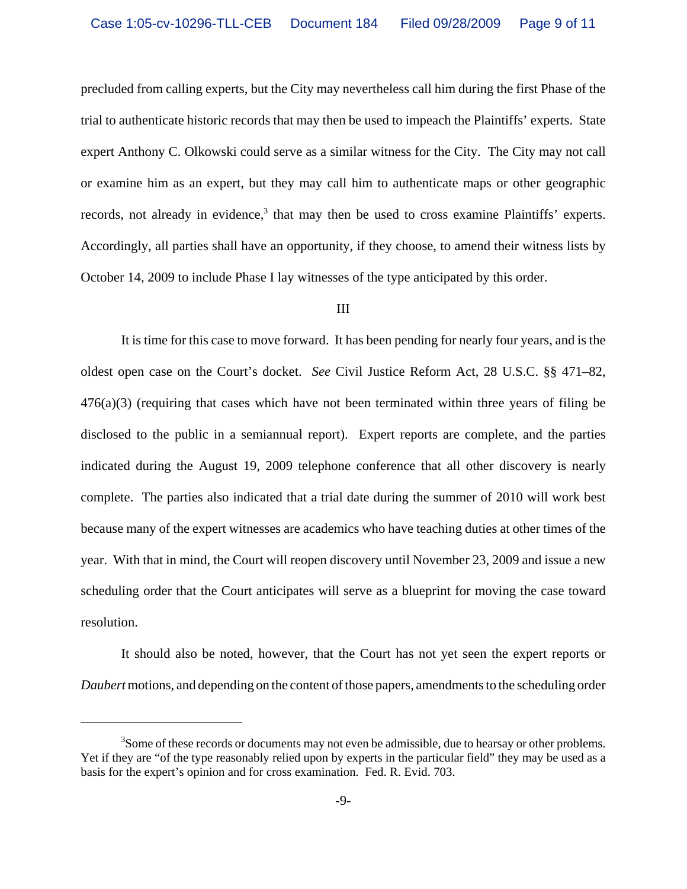precluded from calling experts, but the City may nevertheless call him during the first Phase of the trial to authenticate historic records that may then be used to impeach the Plaintiffs' experts. State expert Anthony C. Olkowski could serve as a similar witness for the City. The City may not call or examine him as an expert, but they may call him to authenticate maps or other geographic records, not already in evidence,[3] that may then be used to cross examine Plaintiffs' experts. Accordingly, all parties shall have an opportunity, if they choose, to amend their witness lists by October 14, 2009 to include Phase I lay witnesses of the type anticipated by this order.

III

It is time for this case to move forward. It has been pending for nearly four years, and is the oldest open case on the Court's docket. *See* Civil Justice Reform Act, 28 U.S.C. §§ 471–82, 476(a)(3) (requiring that cases which have not been terminated within three years of filing be disclosed to the public in a semiannual report). Expert reports are complete, and the parties indicated during the August 19, 2009 telephone conference that all other discovery is nearly complete. The parties also indicated that a trial date during the summer of 2010 will work best because many of the expert witnesses are academics who have teaching duties at other times of the year. With that in mind, the Court will reopen discovery until November 23, 2009 and issue a new scheduling order that the Court anticipates will serve as a blueprint for moving the case toward resolution.

It should also be noted, however, that the Court has not yet seen the expert reports or *Daubert* motions, and depending on the content of those papers, amendments to the scheduling order

---

[3] Some of these records or documents may not even be admissible, due to hearsay or other problems. Yet if they are "of the type reasonably relied upon by experts in the particular field" they may be used as a basis for the expert's opinion and for cross examination. Fed. R. Evid. 703.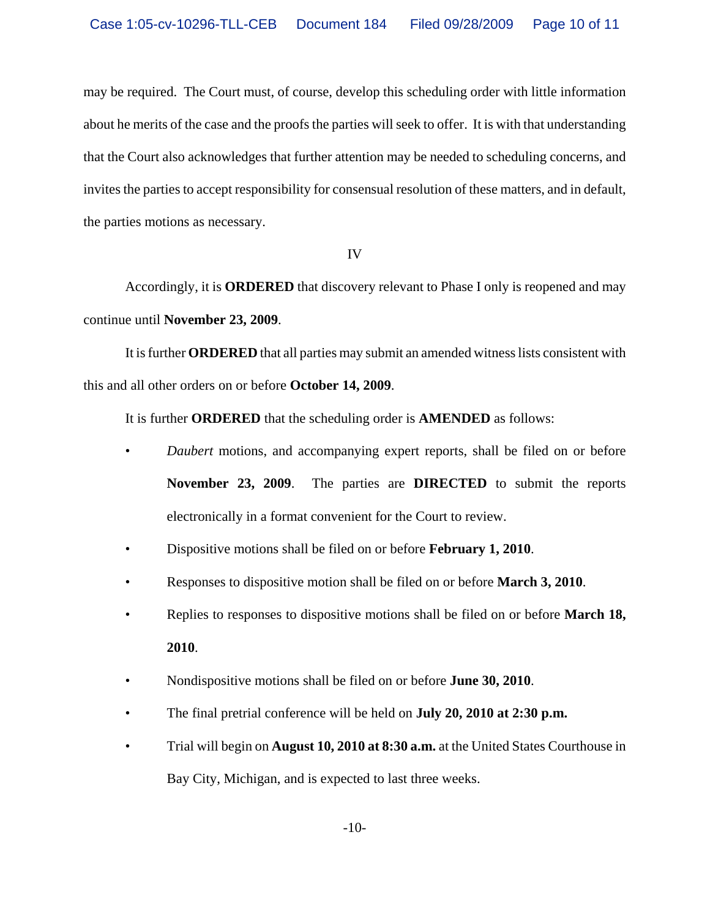may be required. The Court must, of course, develop this scheduling order with little information about he merits of the case and the proofs the parties will seek to offer. It is with that understanding that the Court also acknowledges that further attention may be needed to scheduling concerns, and invites the parties to accept responsibility for consensual resolution of these matters, and in default, the parties motions as necessary.

IV

Accordingly, it is **ORDERED** that discovery relevant to Phase I only is reopened and may continue until **November 23, 2009**.

It is further **ORDERED** that all parties may submit an amended witness lists consistent with this and all other orders on or before **October 14, 2009**.

It is further **ORDERED** that the scheduling order is **AMENDED** as follows:

- *Daubert* motions, and accompanying expert reports, shall be filed on or before **November 23, 2009**. The parties are **DIRECTED** to submit the reports electronically in a format convenient for the Court to review.
- Dispositive motions shall be filed on or before **February 1, 2010**.
- Responses to dispositive motion shall be filed on or before **March 3, 2010**.
- Replies to responses to dispositive motions shall be filed on or before **March 18, 2010**.
- Nondispositive motions shall be filed on or before **June 30, 2010**.
- The final pretrial conference will be held on **July 20, 2010 at 2:30 p.m.**
- Trial will begin on **August 10, 2010 at 8:30 a.m.** at the United States Courthouse in Bay City, Michigan, and is expected to last three weeks.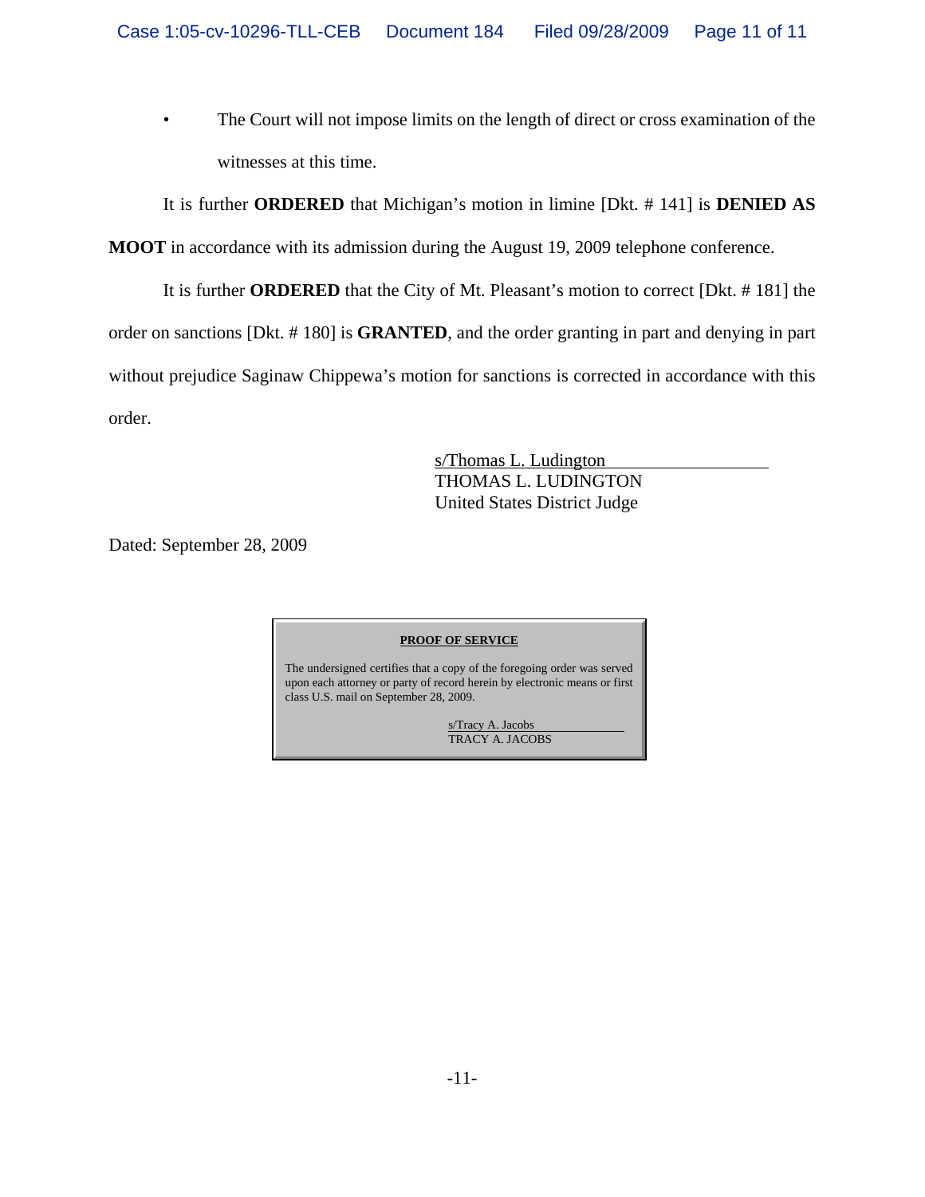- The Court will not impose limits on the length of direct or cross examination of the witnesses at this time.

It is further **ORDERED** that Michigan's motion in limine [Dkt. # 141] is **DENIED AS MOOT** in accordance with its admission during the August 19, 2009 telephone conference.

It is further **ORDERED** that the City of Mt. Pleasant's motion to correct [Dkt. # 181] the order on sanctions [Dkt. # 180] is **GRANTED**, and the order granting in part and denying in part without prejudice Saginaw Chippewa's motion for sanctions is corrected in accordance with this order.

s/Thomas L. Ludington
THOMAS L. LUDINGTON
United States District Judge

Dated: September 28, 2009

**PROOF OF SERVICE**

The undersigned certifies that a copy of the foregoing order was served upon each attorney or party of record herein by electronic means or first class U.S. mail on September 28, 2009.

s/Tracy A. Jacobs
TRACY A. JACOBS